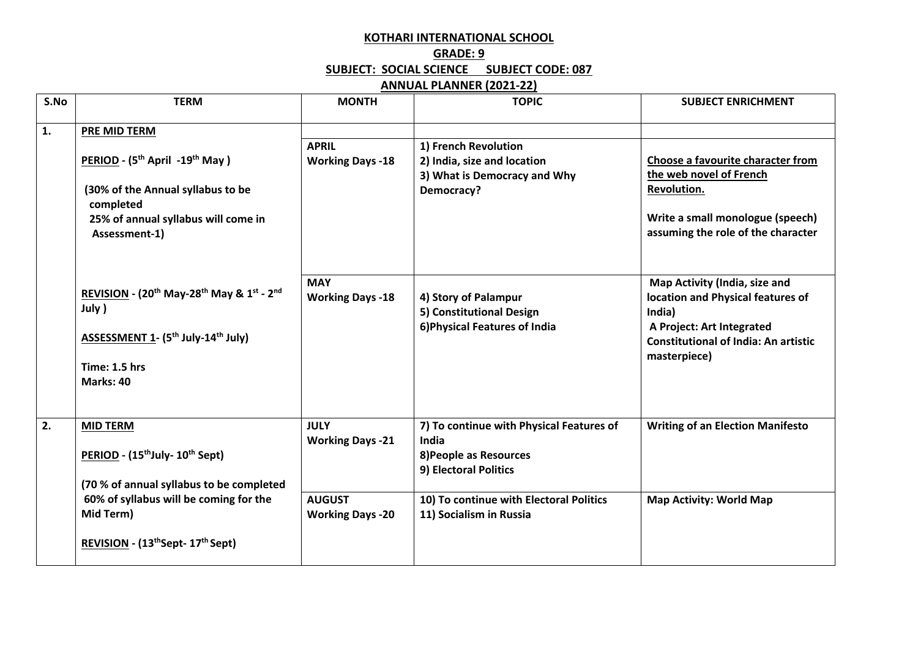**KOTHARI INTERNATIONAL SCHOOL**

**GRADE: 9**

**SUBJECT: SOCIAL SCIENCE SUBJECT CODE: 087**

**ANNUAL PLANNER (2021-22)**

| S.No | TERM | MONTH | TOPIC | SUBJECT ENRICHMENT |
|---|---|---|---|---|
| **1.** | **PRE MID TERM**<br><br>**PERIOD - (5th April -19th May )**<br><br>**(30% of the Annual syllabus to be completed 25% of annual syllabus will come in Assessment-1)** | | | |
| | | **APRIL**<br>**Working Days -18** | **1) French Revolution**<br>**2) India, size and location**<br>**3) What is Democracy and Why Democracy?** | **Choose a favourite character from the web novel of French Revolution.**<br><br>**Write a small monologue (speech) assuming the role of the character** |
| | **REVISION - (20th May-28th May & 1st - 2nd July )**<br><br>**ASSESSMENT 1- (5th July-14th July)**<br><br>**Time: 1.5 hrs**<br>**Marks: 40** | **MAY**<br>**Working Days -18** | **4) Story of Palampur**<br>**5) Constitutional Design**<br>**6)Physical Features of India** | **Map Activity (India, size and location and Physical features of India)**<br>**A Project: Art Integrated Constitutional of India: An artistic masterpiece)** |
| **2.** | **MID TERM**<br><br>**PERIOD - (15thJuly- 10th Sept)**<br><br>**(70 % of annual syllabus to be completed 60% of syllabus will be coming for the Mid Term)**<br><br>**REVISION - (13thSept- 17th Sept)** | **JULY**<br>**Working Days -21** | **7) To continue with Physical Features of India**<br>**8)People as Resources**<br>**9) Electoral Politics** | **Writing of an Election Manifesto** |
| | | **AUGUST**<br>**Working Days -20** | **10) To continue with Electoral Politics**<br>**11) Socialism in Russia** | **Map Activity: World Map** |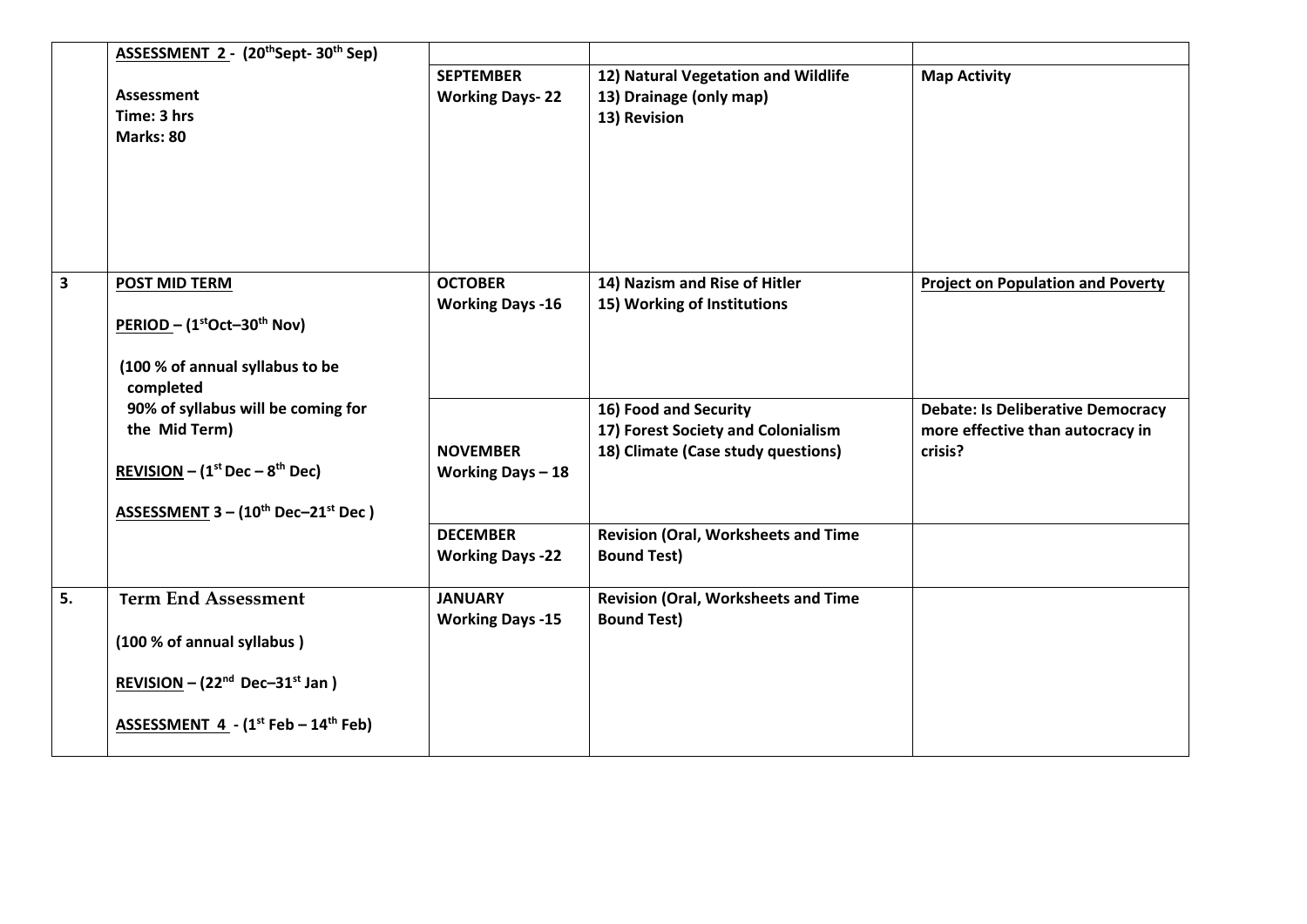| | | | | |
|---|---|---|---|---|
| | **ASSESSMENT 2 - (20th Sept- 30th Sep)** | | | |
| | **Assessment**<br>**Time: 3 hrs**<br>**Marks: 80** | **SEPTEMBER**<br>**Working Days- 22** | **12) Natural Vegetation and Wildlife**<br>**13) Drainage (only map)**<br>**13) Revision** | **Map Activity** |
| **3** | **POST MID TERM**<br><br>**PERIOD – (1st Oct–30th Nov)**<br><br>**(100 % of annual syllabus to be completed**<br>**90% of syllabus will be coming for the Mid Term)**<br><br>**REVISION – (1st Dec – 8th Dec)**<br><br>**ASSESSMENT 3 – (10th Dec–21st Dec )** | **OCTOBER**<br>**Working Days -16** | **14) Nazism and Rise of Hitler**<br>**15) Working of Institutions** | **Project on Population and Poverty** |
| | | **NOVEMBER**<br>**Working Days – 18** | **16) Food and Security**<br>**17) Forest Society and Colonialism**<br>**18) Climate (Case study questions)** | **Debate: Is Deliberative Democracy more effective than autocracy in crisis?** |
| | | **DECEMBER**<br>**Working Days -22** | **Revision (Oral, Worksheets and Time Bound Test)** | |
| **5.** | **Term End Assessment**<br><br>**(100 % of annual syllabus )**<br><br>**REVISION – (22nd Dec–31st Jan )**<br><br>**ASSESSMENT 4 - (1st Feb – 14th Feb)** | **JANUARY**<br>**Working Days -15** | **Revision (Oral, Worksheets and Time Bound Test)** | |